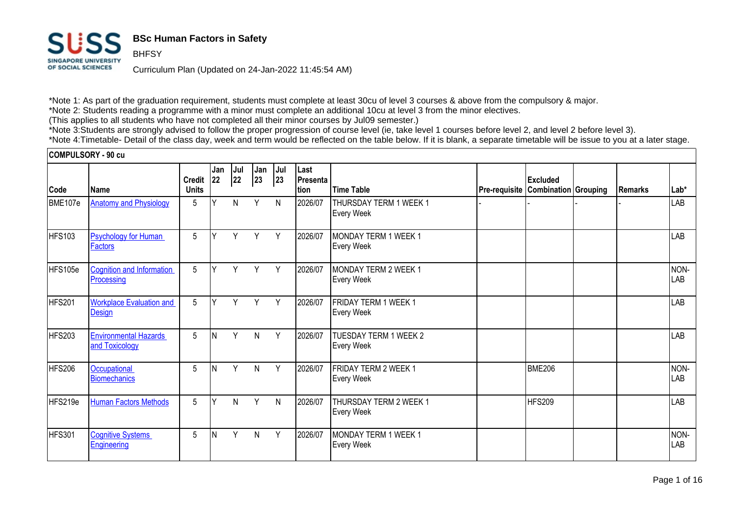# BSc Human Factors in Safety

BHFSY

Curriculum Plan (Updated on 24-Jan-2022 11:45:54 AM)

*Note 1: As part of the graduation requirement, students must complete at least 30cu of level 3 courses & above from the compulsory & major.
*Note 2: Students reading a programme with a minor must complete an additional 10cu at level 3 from the minor electives.
(This applies to all students who have not completed all their minor courses by Jul09 semester.)
*Note 3:Students are strongly advised to follow the proper progression of course level (ie, take level 1 courses before level 2, and level 2 before level 3).
*Note 4:Timetable- Detail of the class day, week and term would be reflected on the table below. If it is blank, a separate timetable will be issue to you at a later stage.

**COMPULSORY - 90 cu**

| Code | Name | Credit Units | Jan 22 | Jul 22 | Jan 23 | Jul 23 | Last Presentation | Time Table | Pre-requisite | Excluded Combination | Grouping | Remarks | Lab* |
|---|---|---|---|---|---|---|---|---|---|---|---|---|---|
| BME107e | Anatomy and Physiology | 5 | Y | N | Y | N | 2026/07 | THURSDAY TERM 1 WEEK 1 Every Week | - | - | - | - | LAB |
| HFS103 | Psychology for Human Factors | 5 | Y | Y | Y | Y | 2026/07 | MONDAY TERM 1 WEEK 1 Every Week | | | | | LAB |
| HFS105e | Cognition and Information Processing | 5 | Y | Y | Y | Y | 2026/07 | MONDAY TERM 2 WEEK 1 Every Week | | | | | NON-LAB |
| HFS201 | Workplace Evaluation and Design | 5 | Y | Y | Y | Y | 2026/07 | FRIDAY TERM 1 WEEK 1 Every Week | | | | | LAB |
| HFS203 | Environmental Hazards and Toxicology | 5 | N | Y | N | Y | 2026/07 | TUESDAY TERM 1 WEEK 2 Every Week | | | | | LAB |
| HFS206 | Occupational Biomechanics | 5 | N | Y | N | Y | 2026/07 | FRIDAY TERM 2 WEEK 1 Every Week | | BME206 | | | NON-LAB |
| HFS219e | Human Factors Methods | 5 | Y | N | Y | N | 2026/07 | THURSDAY TERM 2 WEEK 1 Every Week | | HFS209 | | | LAB |
| HFS301 | Cognitive Systems Engineering | 5 | N | Y | N | Y | 2026/07 | MONDAY TERM 1 WEEK 1 Every Week | | | | | NON-LAB |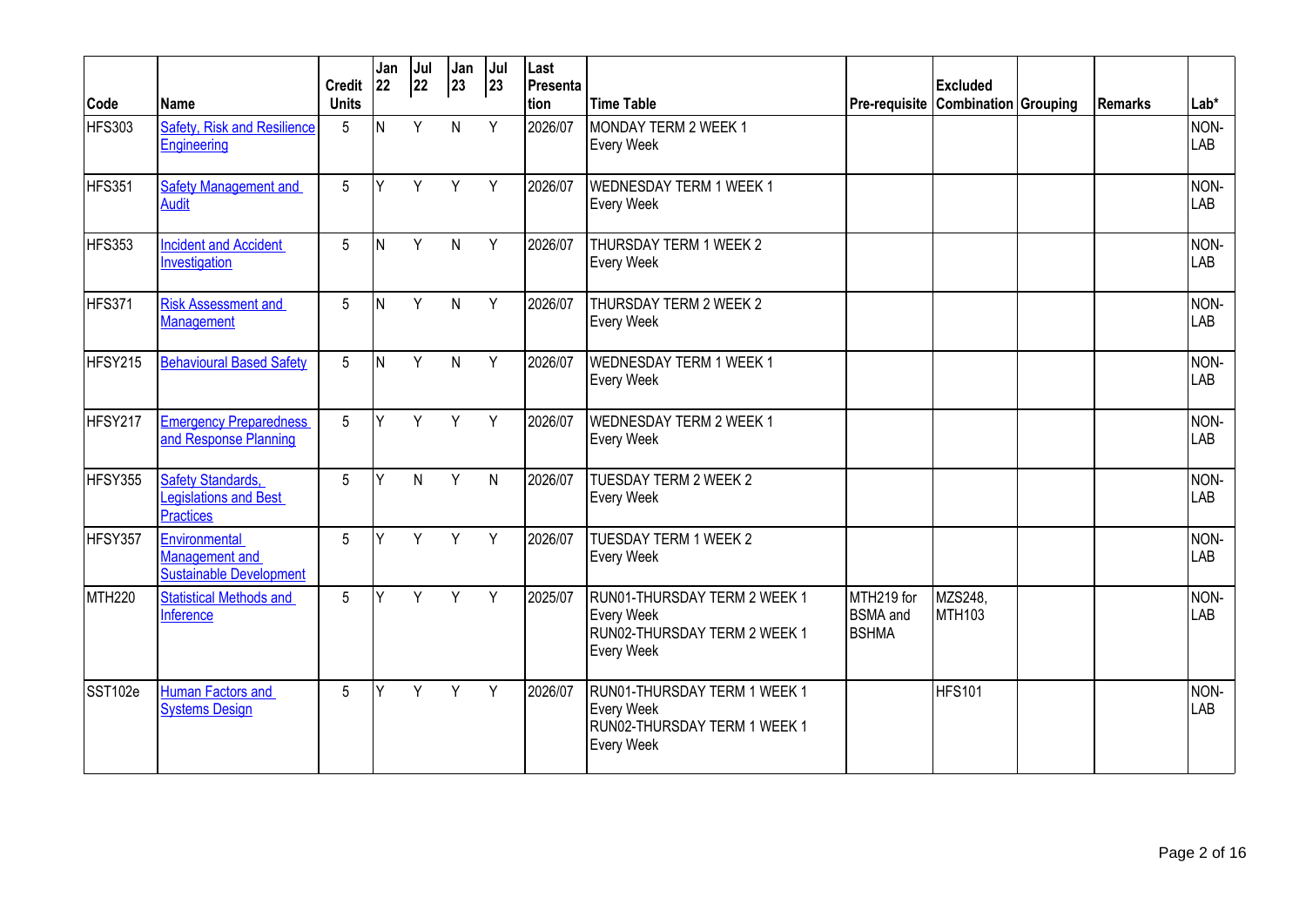| Code | Name | Credit Units | Jan 22 | Jul 22 | Jan 23 | Jul 23 | Last Presentation | Time Table | Pre-requisite | Excluded Combination | Grouping | Remarks | Lab* |
|---|---|---|---|---|---|---|---|---|---|---|---|---|---|
| HFS303 | Safety, Risk and Resilience Engineering | 5 | N | Y | N | Y | 2026/07 | MONDAY TERM 2 WEEK 1<br>Every Week | | | | | NON-LAB |
| HFS351 | Safety Management and Audit | 5 | Y | Y | Y | Y | 2026/07 | WEDNESDAY TERM 1 WEEK 1<br>Every Week | | | | | NON-LAB |
| HFS353 | Incident and Accident Investigation | 5 | N | Y | N | Y | 2026/07 | THURSDAY TERM 1 WEEK 2<br>Every Week | | | | | NON-LAB |
| HFS371 | Risk Assessment and Management | 5 | N | Y | N | Y | 2026/07 | THURSDAY TERM 2 WEEK 2<br>Every Week | | | | | NON-LAB |
| HFSY215 | Behavioural Based Safety | 5 | N | Y | N | Y | 2026/07 | WEDNESDAY TERM 1 WEEK 1<br>Every Week | | | | | NON-LAB |
| HFSY217 | Emergency Preparedness and Response Planning | 5 | Y | Y | Y | Y | 2026/07 | WEDNESDAY TERM 2 WEEK 1<br>Every Week | | | | | NON-LAB |
| HFSY355 | Safety Standards, Legislations and Best Practices | 5 | Y | N | Y | N | 2026/07 | TUESDAY TERM 2 WEEK 2<br>Every Week | | | | | NON-LAB |
| HFSY357 | Environmental Management and Sustainable Development | 5 | Y | Y | Y | Y | 2026/07 | TUESDAY TERM 1 WEEK 2<br>Every Week | | | | | NON-LAB |
| MTH220 | Statistical Methods and Inference | 5 | Y | Y | Y | Y | 2025/07 | RUN01-THURSDAY TERM 2 WEEK 1<br>Every Week<br>RUN02-THURSDAY TERM 2 WEEK 1<br>Every Week | MTH219 for BSMA and BSHMA | MZS248, MTH103 | | | NON-LAB |
| SST102e | Human Factors and Systems Design | 5 | Y | Y | Y | Y | 2026/07 | RUN01-THURSDAY TERM 1 WEEK 1<br>Every Week<br>RUN02-THURSDAY TERM 1 WEEK 1<br>Every Week | | HFS101 | | | NON-LAB |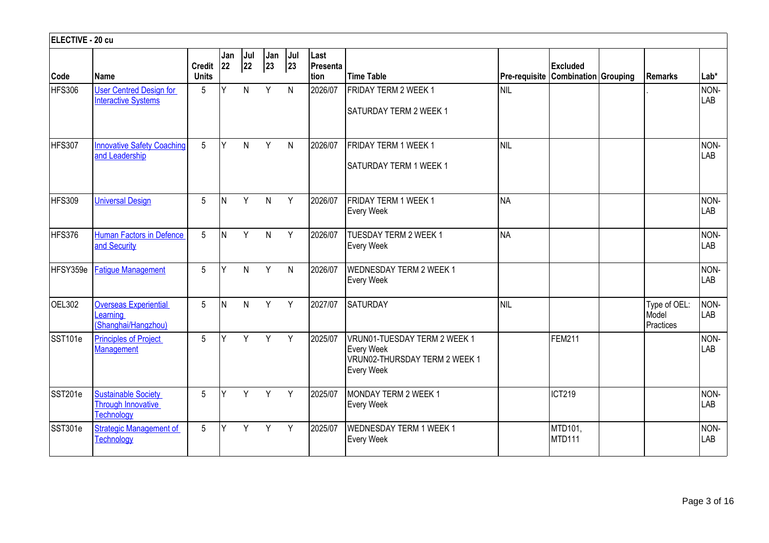**ELECTIVE - 20 cu**

| Code | Name | Credit Units | Jan 22 | Jul 22 | Jan 23 | Jul 23 | Last Presentation | Time Table | Pre-requisite | Excluded Combination | Grouping | Remarks | Lab* |
|---|---|---|---|---|---|---|---|---|---|---|---|---|---|
| HFS306 | User Centred Design for Interactive Systems | 5 | Y | N | Y | N | 2026/07 | FRIDAY TERM 2 WEEK 1<br>SATURDAY TERM 2 WEEK 1 | NIL | | | . | NON-LAB |
| HFS307 | Innovative Safety Coaching and Leadership | 5 | Y | N | Y | N | 2026/07 | FRIDAY TERM 1 WEEK 1<br>SATURDAY TERM 1 WEEK 1 | NIL | | | | NON-LAB |
| HFS309 | Universal Design | 5 | N | Y | N | Y | 2026/07 | FRIDAY TERM 1 WEEK 1<br>Every Week | NA | | | | NON-LAB |
| HFS376 | Human Factors in Defence and Security | 5 | N | Y | N | Y | 2026/07 | TUESDAY TERM 2 WEEK 1<br>Every Week | NA | | | | NON-LAB |
| HFSY359e | Fatigue Management | 5 | Y | N | Y | N | 2026/07 | WEDNESDAY TERM 2 WEEK 1<br>Every Week | | | | | NON-LAB |
| OEL302 | Overseas Experiential Learning (Shanghai/Hangzhou) | 5 | N | N | Y | Y | 2027/07 | SATURDAY | NIL | | | Type of OEL: Model Practices | NON-LAB |
| SST101e | Principles of Project Management | 5 | Y | Y | Y | Y | 2025/07 | VRUN01-TUESDAY TERM 2 WEEK 1<br>Every Week<br>VRUN02-THURSDAY TERM 2 WEEK 1<br>Every Week | | FEM211 | | | NON-LAB |
| SST201e | Sustainable Society Through Innovative Technology | 5 | Y | Y | Y | Y | 2025/07 | MONDAY TERM 2 WEEK 1<br>Every Week | | ICT219 | | | NON-LAB |
| SST301e | Strategic Management of Technology | 5 | Y | Y | Y | Y | 2025/07 | WEDNESDAY TERM 1 WEEK 1<br>Every Week | | MTD101, MTD111 | | | NON-LAB |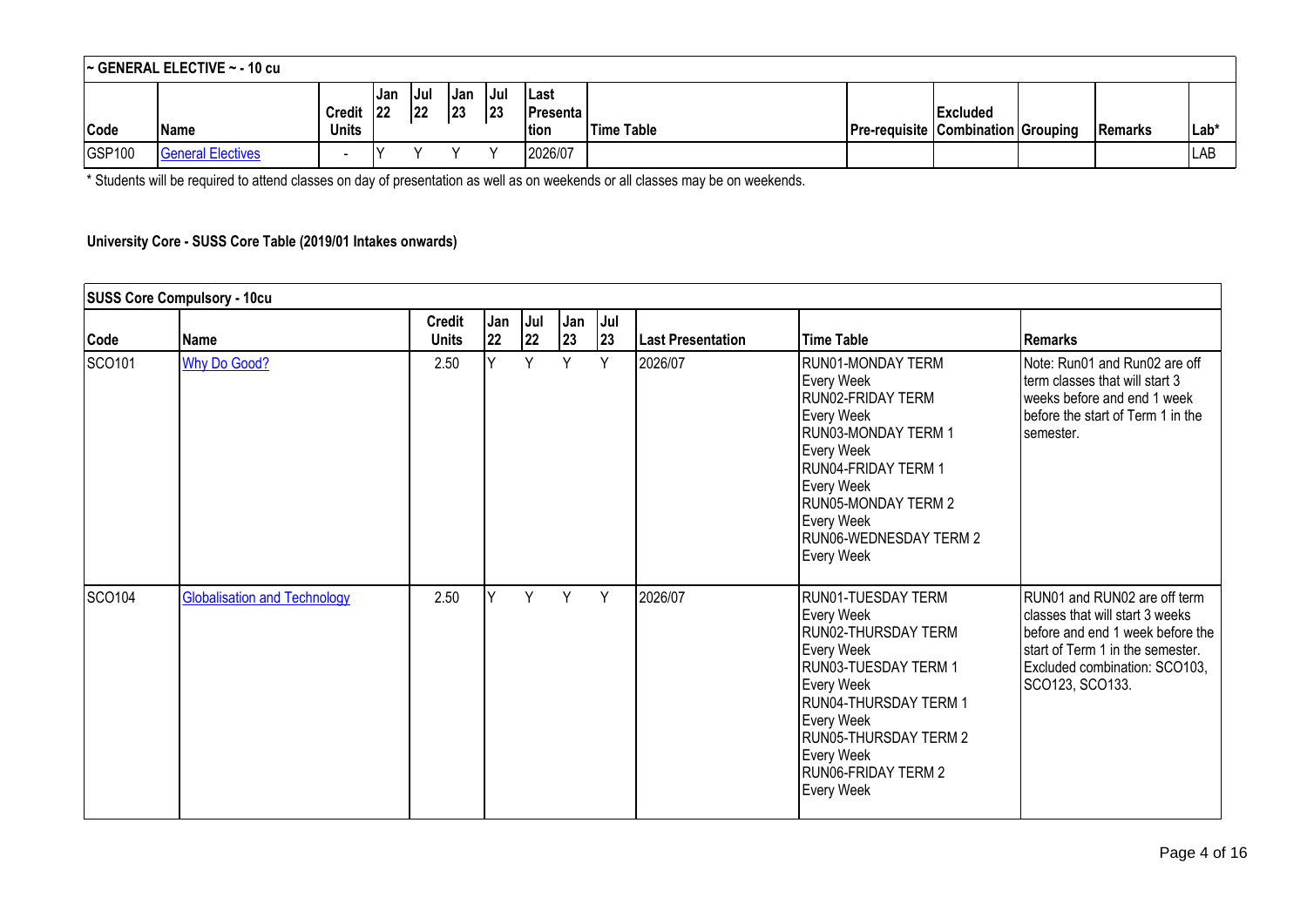| ~ GENERAL ELECTIVE ~ - 10 cu | | | | | | | | | | | | | |
|---|---|---|---|---|---|---|---|---|---|---|---|---|---|
| Code | Name | Credit Units | Jan 22 | Jul 22 | Jan 23 | Jul 23 | Last Presentation | Time Table | Pre-requisite | Excluded Combination | Grouping | Remarks | Lab* |
| GSP100 | General Electives | - | Y | Y | Y | Y | 2026/07 | | | | | | LAB |

* Students will be required to attend classes on day of presentation as well as on weekends or all classes may be on weekends.

**University Core - SUSS Core Table (2019/01 Intakes onwards)**

| SUSS Core Compulsory - 10cu | | | | | | | | | |
|---|---|---|---|---|---|---|---|---|---|
| Code | Name | Credit Units | Jan 22 | Jul 22 | Jan 23 | Jul 23 | Last Presentation | Time Table | Remarks |
| SCO101 | Why Do Good? | 2.50 | Y | Y | Y | Y | 2026/07 | RUN01-MONDAY TERM Every Week RUN02-FRIDAY TERM Every Week RUN03-MONDAY TERM 1 Every Week RUN04-FRIDAY TERM 1 Every Week RUN05-MONDAY TERM 2 Every Week RUN06-WEDNESDAY TERM 2 Every Week | Note: Run01 and Run02 are off term classes that will start 3 weeks before and end 1 week before the start of Term 1 in the semester. |
| SCO104 | Globalisation and Technology | 2.50 | Y | Y | Y | Y | 2026/07 | RUN01-TUESDAY TERM Every Week RUN02-THURSDAY TERM Every Week RUN03-TUESDAY TERM 1 Every Week RUN04-THURSDAY TERM 1 Every Week RUN05-THURSDAY TERM 2 Every Week RUN06-FRIDAY TERM 2 Every Week | RUN01 and RUN02 are off term classes that will start 3 weeks before and end 1 week before the start of Term 1 in the semester. Excluded combination: SCO103, SCO123, SCO133. |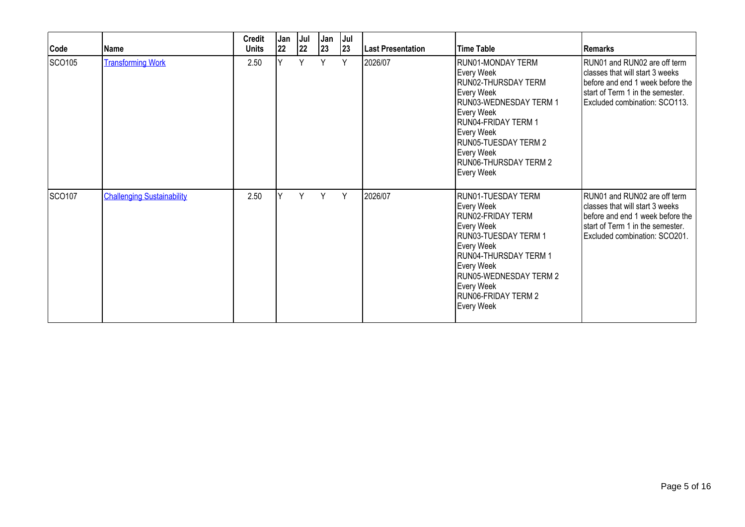| Code | Name | Credit Units | Jan 22 | Jul 22 | Jan 23 | Jul 23 | Last Presentation | Time Table | Remarks |
| --- | --- | --- | --- | --- | --- | --- | --- | --- | --- |
| SCO105 | [Transforming Work]() | 2.50 | Y | Y | Y | Y | 2026/07 | RUN01-MONDAY TERM<br>Every Week<br>RUN02-THURSDAY TERM<br>Every Week<br>RUN03-WEDNESDAY TERM 1<br>Every Week<br>RUN04-FRIDAY TERM 1<br>Every Week<br>RUN05-TUESDAY TERM 2<br>Every Week<br>RUN06-THURSDAY TERM 2<br>Every Week | RUN01 and RUN02 are off term classes that will start 3 weeks before and end 1 week before the start of Term 1 in the semester. Excluded combination: SCO113. |
| SCO107 | [Challenging Sustainability]() | 2.50 | Y | Y | Y | Y | 2026/07 | RUN01-TUESDAY TERM<br>Every Week<br>RUN02-FRIDAY TERM<br>Every Week<br>RUN03-TUESDAY TERM 1<br>Every Week<br>RUN04-THURSDAY TERM 1<br>Every Week<br>RUN05-WEDNESDAY TERM 2<br>Every Week<br>RUN06-FRIDAY TERM 2<br>Every Week | RUN01 and RUN02 are off term classes that will start 3 weeks before and end 1 week before the start of Term 1 in the semester. Excluded combination: SCO201. |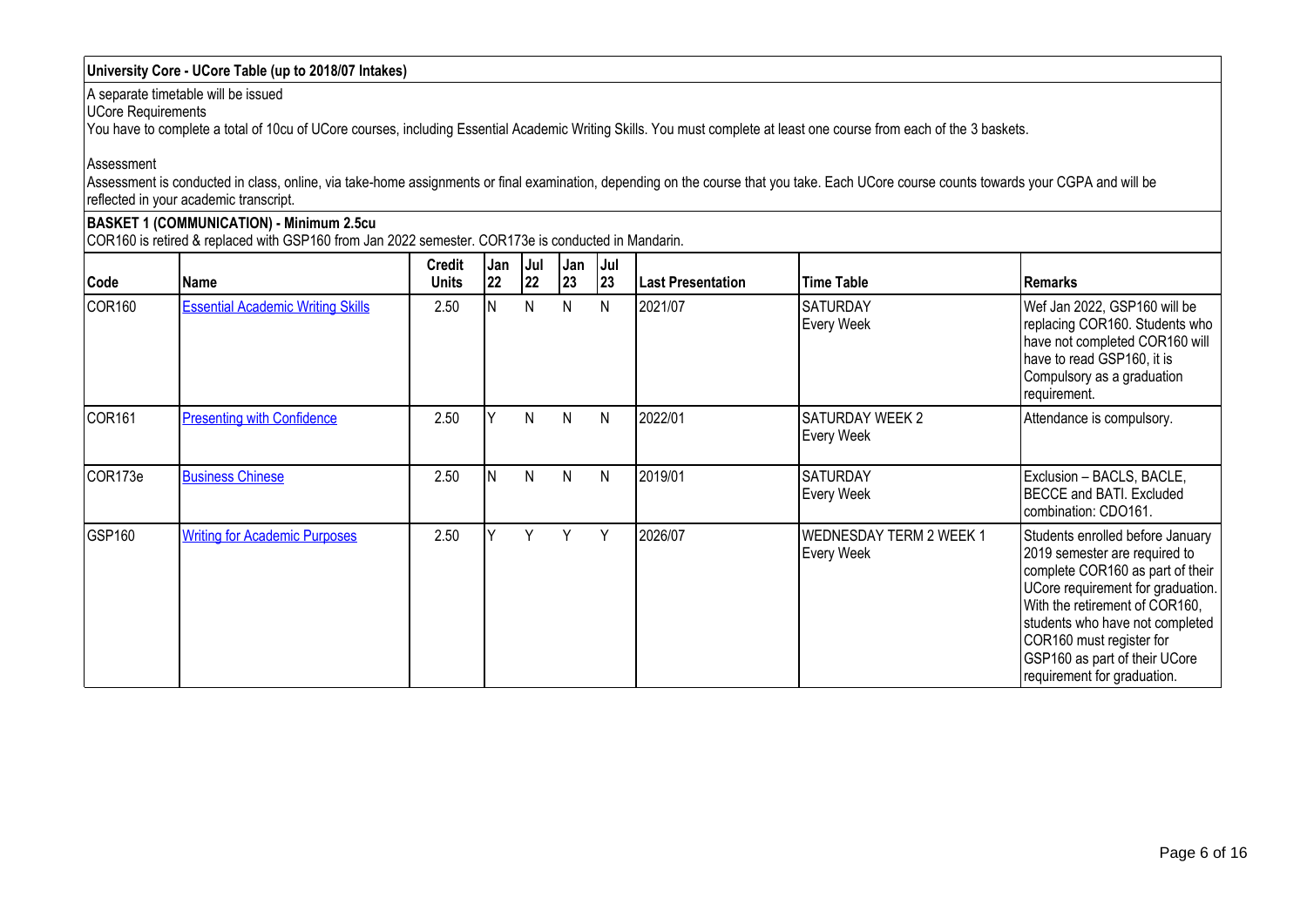## University Core - UCore Table (up to 2018/07 Intakes)

A separate timetable will be issued

UCore Requirements

You have to complete a total of 10cu of UCore courses, including Essential Academic Writing Skills. You must complete at least one course from each of the 3 baskets.

Assessment

Assessment is conducted in class, online, via take-home assignments or final examination, depending on the course that you take. Each UCore course counts towards your CGPA and will be reflected in your academic transcript.

### BASKET 1 (COMMUNICATION) - Minimum 2.5cu

COR160 is retired & replaced with GSP160 from Jan 2022 semester. COR173e is conducted in Mandarin.

| Code | Name | Credit Units | Jan 22 | Jul 22 | Jan 23 | Jul 23 | Last Presentation | Time Table | Remarks |
|---|---|---|---|---|---|---|---|---|---|
| COR160 | Essential Academic Writing Skills | 2.50 | N | N | N | N | 2021/07 | SATURDAY Every Week | Wef Jan 2022, GSP160 will be replacing COR160. Students who have not completed COR160 will have to read GSP160, it is Compulsory as a graduation requirement. |
| COR161 | Presenting with Confidence | 2.50 | Y | N | N | N | 2022/01 | SATURDAY WEEK 2 Every Week | Attendance is compulsory. |
| COR173e | Business Chinese | 2.50 | N | N | N | N | 2019/01 | SATURDAY Every Week | Exclusion – BACLS, BACLE, BECCE and BATI. Excluded combination: CDO161. |
| GSP160 | Writing for Academic Purposes | 2.50 | Y | Y | Y | Y | 2026/07 | WEDNESDAY TERM 2 WEEK 1 Every Week | Students enrolled before January 2019 semester are required to complete COR160 as part of their UCore requirement for graduation. With the retirement of COR160, students who have not completed COR160 must register for GSP160 as part of their UCore requirement for graduation. |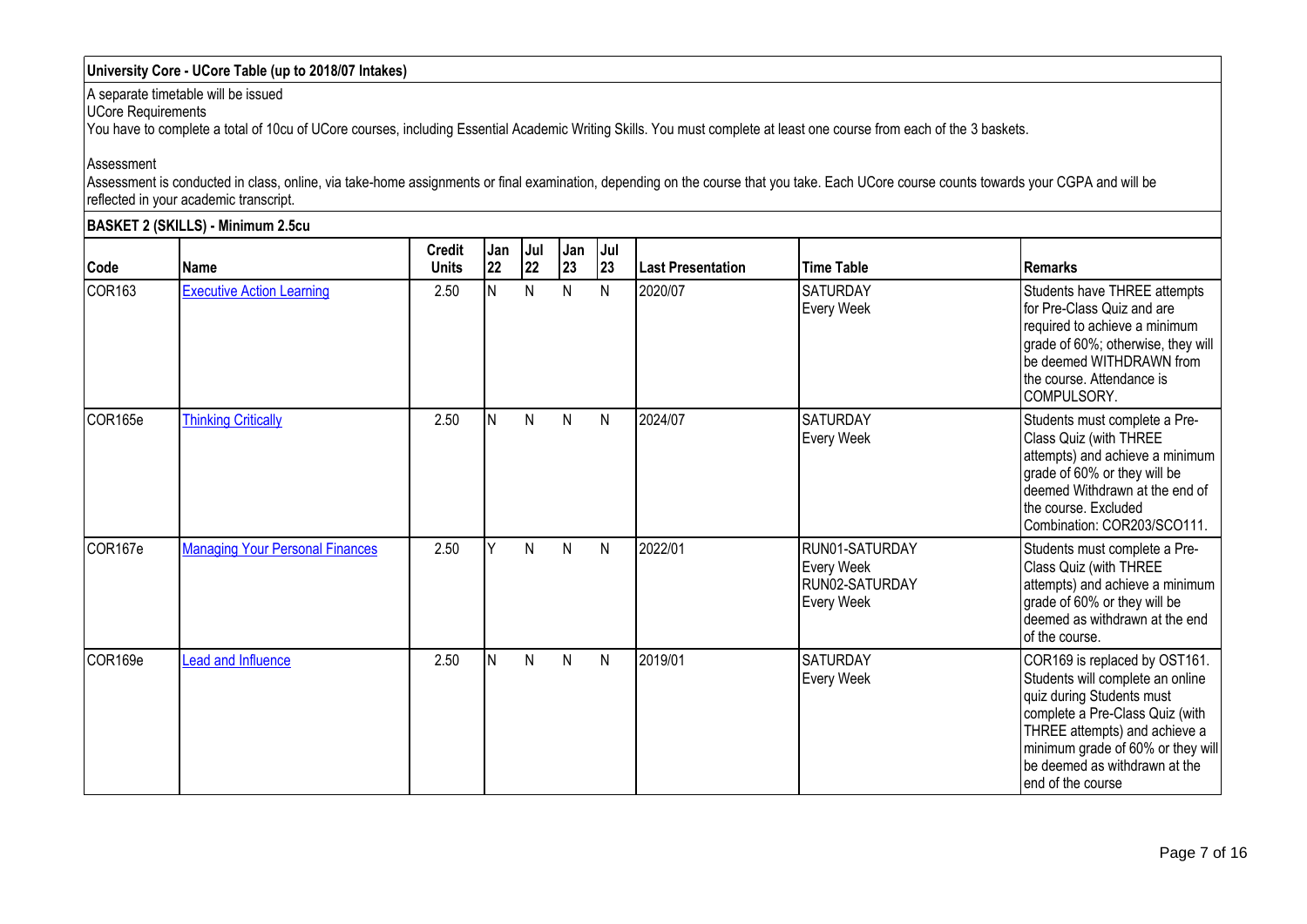## University Core - UCore Table (up to 2018/07 Intakes)

A separate timetable will be issued

UCore Requirements

You have to complete a total of 10cu of UCore courses, including Essential Academic Writing Skills. You must complete at least one course from each of the 3 baskets.

Assessment

Assessment is conducted in class, online, via take-home assignments or final examination, depending on the course that you take. Each UCore course counts towards your CGPA and will be reflected in your academic transcript.

### BASKET 2 (SKILLS) - Minimum 2.5cu

| Code | Name | Credit Units | Jan 22 | Jul 22 | Jan 23 | Jul 23 | Last Presentation | Time Table | Remarks |
|---|---|---|---|---|---|---|---|---|---|
| COR163 | Executive Action Learning | 2.50 | N | N | N | N | 2020/07 | SATURDAY Every Week | Students have THREE attempts for Pre-Class Quiz and are required to achieve a minimum grade of 60%; otherwise, they will be deemed WITHDRAWN from the course. Attendance is COMPULSORY. |
| COR165e | Thinking Critically | 2.50 | N | N | N | N | 2024/07 | SATURDAY Every Week | Students must complete a Pre-Class Quiz (with THREE attempts) and achieve a minimum grade of 60% or they will be deemed Withdrawn at the end of the course. Excluded Combination: COR203/SCO111. |
| COR167e | Managing Your Personal Finances | 2.50 | Y | N | N | N | 2022/01 | RUN01-SATURDAY Every Week RUN02-SATURDAY Every Week | Students must complete a Pre-Class Quiz (with THREE attempts) and achieve a minimum grade of 60% or they will be deemed as withdrawn at the end of the course. |
| COR169e | Lead and Influence | 2.50 | N | N | N | N | 2019/01 | SATURDAY Every Week | COR169 is replaced by OST161. Students will complete an online quiz during Students must complete a Pre-Class Quiz (with THREE attempts) and achieve a minimum grade of 60% or they will be deemed as withdrawn at the end of the course |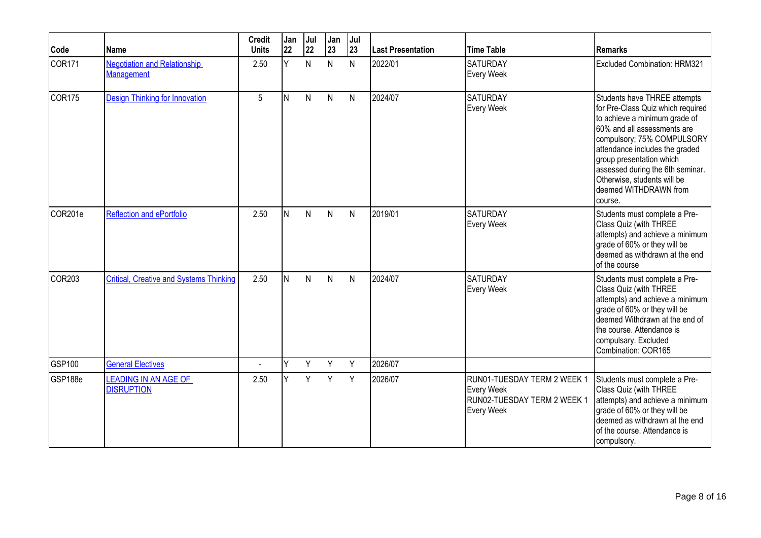| Code | Name | Credit Units | Jan 22 | Jul 22 | Jan 23 | Jul 23 | Last Presentation | Time Table | Remarks |
|---|---|---|---|---|---|---|---|---|---|
| COR171 | Negotiation and Relationship Management | 2.50 | Y | N | N | N | 2022/01 | SATURDAY Every Week | Excluded Combination: HRM321 |
| COR175 | Design Thinking for Innovation | 5 | N | N | N | N | 2024/07 | SATURDAY Every Week | Students have THREE attempts for Pre-Class Quiz which required to achieve a minimum grade of 60% and all assessments are compulsory; 75% COMPULSORY attendance includes the graded group presentation which assessed during the 6th seminar. Otherwise, students will be deemed WITHDRAWN from course. |
| COR201e | Reflection and ePortfolio | 2.50 | N | N | N | N | 2019/01 | SATURDAY Every Week | Students must complete a Pre-Class Quiz (with THREE attempts) and achieve a minimum grade of 60% or they will be deemed as withdrawn at the end of the course |
| COR203 | Critical, Creative and Systems Thinking | 2.50 | N | N | N | N | 2024/07 | SATURDAY Every Week | Students must complete a Pre-Class Quiz (with THREE attempts) and achieve a minimum grade of 60% or they will be deemed Withdrawn at the end of the course. Attendance is compulsary. Excluded Combination: COR165 |
| GSP100 | General Electives | - | Y | Y | Y | Y | 2026/07 | | |
| GSP188e | LEADING IN AN AGE OF DISRUPTION | 2.50 | Y | Y | Y | Y | 2026/07 | RUN01-TUESDAY TERM 2 WEEK 1 Every Week RUN02-TUESDAY TERM 2 WEEK 1 Every Week | Students must complete a Pre-Class Quiz (with THREE attempts) and achieve a minimum grade of 60% or they will be deemed as withdrawn at the end of the course. Attendance is compulsory. |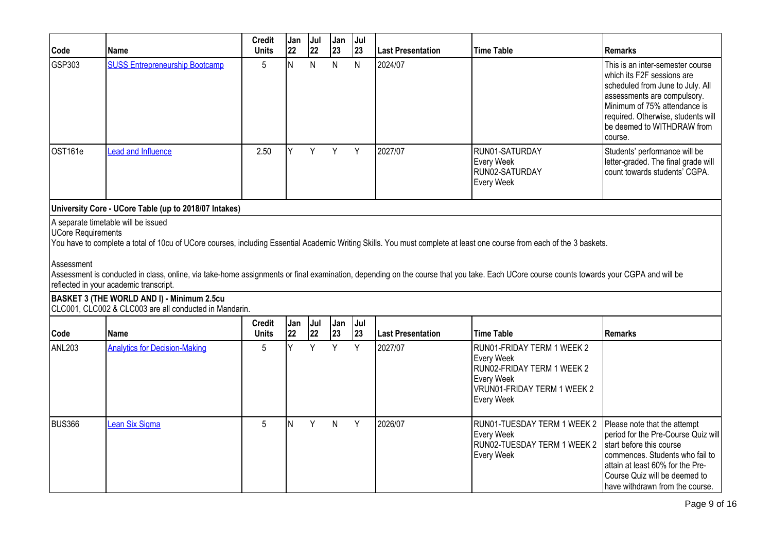| Code | Name | Credit Units | Jan 22 | Jul 22 | Jan 23 | Jul 23 | Last Presentation | Time Table | Remarks |
|---|---|---|---|---|---|---|---|---|---|
| GSP303 | SUSS Entrepreneurship Bootcamp | 5 | N | N | N | N | 2024/07 | | This is an inter-semester course which its F2F sessions are scheduled from June to July. All assessments are compulsory. Minimum of 75% attendance is required. Otherwise, students will be deemed to WITHDRAW from course. |
| OST161e | Lead and Influence | 2.50 | Y | Y | Y | Y | 2027/07 | RUN01-SATURDAY<br>Every Week<br>RUN02-SATURDAY<br>Every Week | Students' performance will be letter-graded. The final grade will count towards students' CGPA. |

**University Core - UCore Table (up to 2018/07 Intakes)**

A separate timetable will be issued

UCore Requirements

You have to complete a total of 10cu of UCore courses, including Essential Academic Writing Skills. You must complete at least one course from each of the 3 baskets.

Assessment

Assessment is conducted in class, online, via take-home assignments or final examination, depending on the course that you take. Each UCore course counts towards your CGPA and will be reflected in your academic transcript.

**BASKET 3 (THE WORLD AND I) - Minimum 2.5cu**

CLC001, CLC002 & CLC003 are all conducted in Mandarin.

| Code | Name | Credit Units | Jan 22 | Jul 22 | Jan 23 | Jul 23 | Last Presentation | Time Table | Remarks |
|---|---|---|---|---|---|---|---|---|---|
| ANL203 | Analytics for Decision-Making | 5 | Y | Y | Y | Y | 2027/07 | RUN01-FRIDAY TERM 1 WEEK 2<br>Every Week<br>RUN02-FRIDAY TERM 1 WEEK 2<br>Every Week<br>VRUN01-FRIDAY TERM 1 WEEK 2<br>Every Week | |
| BUS366 | Lean Six Sigma | 5 | N | Y | N | Y | 2026/07 | RUN01-TUESDAY TERM 1 WEEK 2<br>Every Week<br>RUN02-TUESDAY TERM 1 WEEK 2<br>Every Week | Please note that the attempt period for the Pre-Course Quiz will start before this course commences. Students who fail to attain at least 60% for the Pre-Course Quiz will be deemed to have withdrawn from the course. |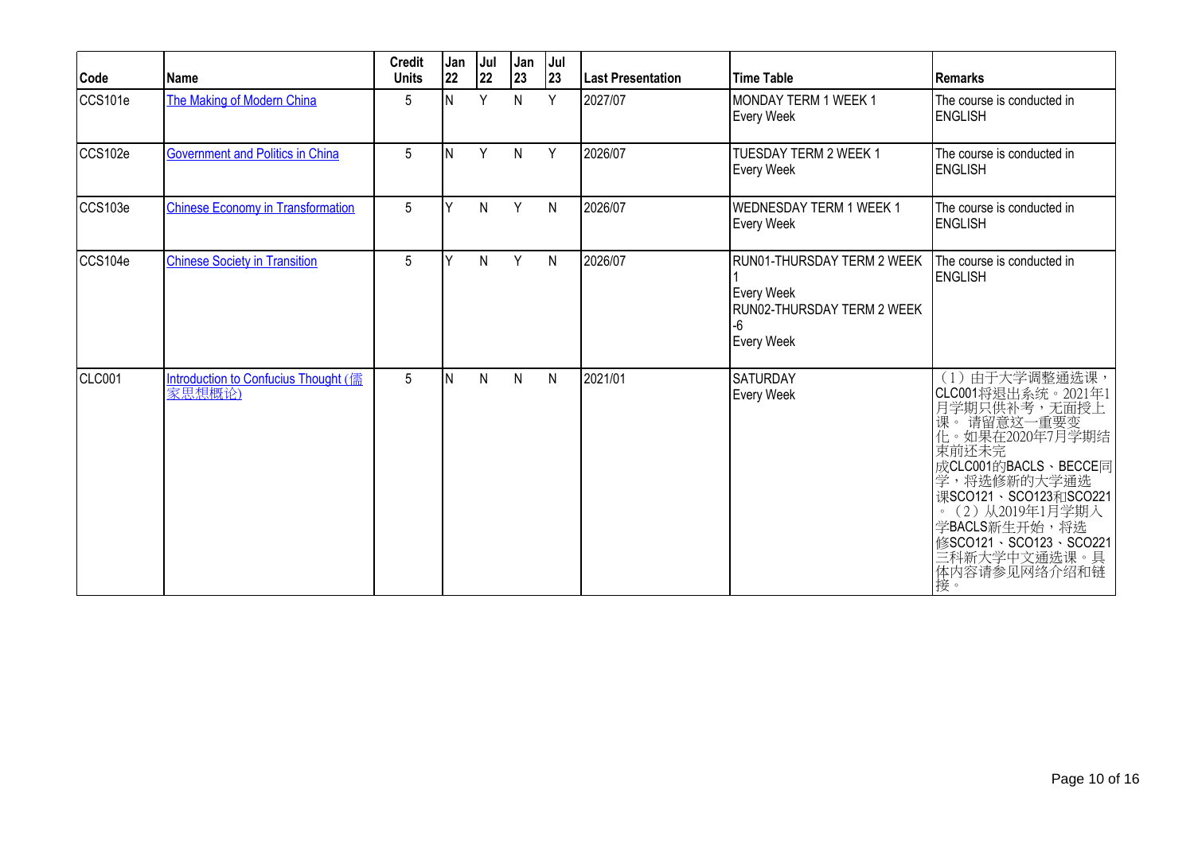| Code | Name | Credit Units | Jan 22 | Jul 22 | Jan 23 | Jul 23 | Last Presentation | Time Table | Remarks |
| --- | --- | --- | --- | --- | --- | --- | --- | --- | --- |
| CCS101e | The Making of Modern China | 5 | N | Y | N | Y | 2027/07 | MONDAY TERM 1 WEEK 1<br>Every Week | The course is conducted in ENGLISH |
| CCS102e | Government and Politics in China | 5 | N | Y | N | Y | 2026/07 | TUESDAY TERM 2 WEEK 1<br>Every Week | The course is conducted in ENGLISH |
| CCS103e | Chinese Economy in Transformation | 5 | Y | N | Y | N | 2026/07 | WEDNESDAY TERM 1 WEEK 1<br>Every Week | The course is conducted in ENGLISH |
| CCS104e | Chinese Society in Transition | 5 | Y | N | Y | N | 2026/07 | RUN01-THURSDAY TERM 2 WEEK 1<br>Every Week<br>RUN02-THURSDAY TERM 2 WEEK -6<br>Every Week | The course is conducted in ENGLISH |
| CLC001 | Introduction to Confucius Thought (儒家思想概论) | 5 | N | N | N | N | 2021/01 | SATURDAY<br>Every Week | （1）由于大学调整通选课，CLC001将退出系统。2021年1月学期只供补考，无面授上课。 请留意这一重要变化。如果在2020年7月学期结束前还未完成CLC001的BACLS、BECCE同学，将选修新的大学通选课SCO121、SCO123和SCO221。（2）从2019年1月学期入学BACLS新生开始，将选修SCO121、SCO123、SCO221三科新大学中文通选课。具体内容请参见网络介绍和链接。 |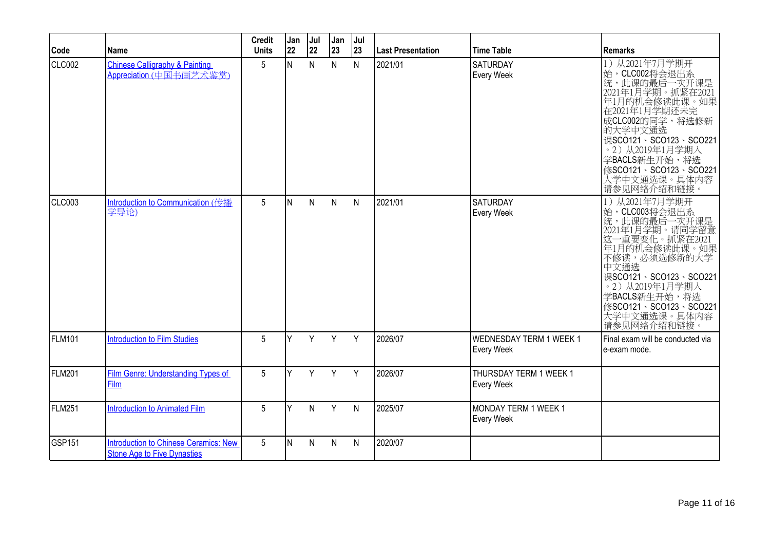| Code | Name | Credit Units | Jan 22 | Jul 22 | Jan 23 | Jul 23 | Last Presentation | Time Table | Remarks |
|---|---|---|---|---|---|---|---|---|---|
| CLC002 | Chinese Calligraphy & Painting Appreciation (中国书画艺术鉴赏) | 5 | N | N | N | N | 2021/01 | SATURDAY Every Week | 1）从2021年7月学期开始，CLC002将会退出系统，此课的最后一次开课是2021年1月学期。抓紧在2021年1月的机会修读此课。如果在2021年1月学期还未完成CLC002的同学，将选修新的大学中文通选课SCO121、SCO123、SCO221。2）从2019年1月学期入学BACLS新生开始，将选修SCO121、SCO123、SCO221大学中文通选课。具体内容请参见网络介绍和链接。 |
| CLC003 | Introduction to Communication (传播学导论) | 5 | N | N | N | N | 2021/01 | SATURDAY Every Week | 1）从2021年7月学期开始，CLC003将会退出系统，此课的最后一次开课是2021年1月学期。请同学留意这一重要变化。抓紧在2021年1月的机会修读此课。如果不修读，必须选修新的大学中文通选课SCO121、SCO123、SCO221。2）从2019年1月学期入学BACLS新生开始，将选修SCO121、SCO123、SCO221大学中文通选课。具体内容请参见网络介绍和链接。 |
| FLM101 | Introduction to Film Studies | 5 | Y | Y | Y | Y | 2026/07 | WEDNESDAY TERM 1 WEEK 1 Every Week | Final exam will be conducted via e-exam mode. |
| FLM201 | Film Genre: Understanding Types of Film | 5 | Y | Y | Y | Y | 2026/07 | THURSDAY TERM 1 WEEK 1 Every Week | |
| FLM251 | Introduction to Animated Film | 5 | Y | N | Y | N | 2025/07 | MONDAY TERM 1 WEEK 1 Every Week | |
| GSP151 | Introduction to Chinese Ceramics: New Stone Age to Five Dynasties | 5 | N | N | N | N | 2020/07 | | |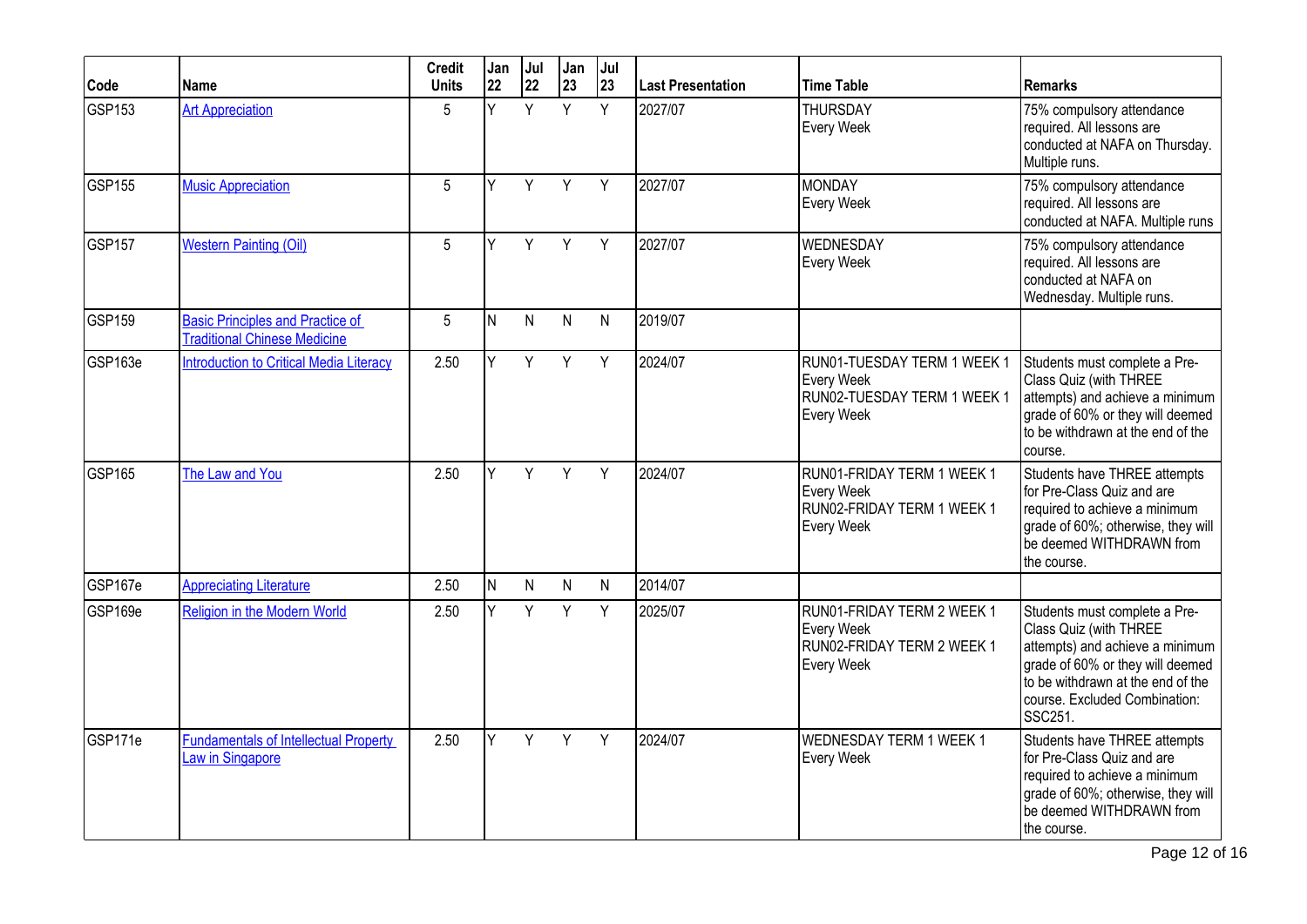| Code | Name | Credit Units | Jan 22 | Jul 22 | Jan 23 | Jul 23 | Last Presentation | Time Table | Remarks |
|---|---|---|---|---|---|---|---|---|---|
| GSP153 | Art Appreciation | 5 | Y | Y | Y | Y | 2027/07 | THURSDAY Every Week | 75% compulsory attendance required. All lessons are conducted at NAFA on Thursday. Multiple runs. |
| GSP155 | Music Appreciation | 5 | Y | Y | Y | Y | 2027/07 | MONDAY Every Week | 75% compulsory attendance required. All lessons are conducted at NAFA. Multiple runs |
| GSP157 | Western Painting (Oil) | 5 | Y | Y | Y | Y | 2027/07 | WEDNESDAY Every Week | 75% compulsory attendance required. All lessons are conducted at NAFA on Wednesday. Multiple runs. |
| GSP159 | Basic Principles and Practice of Traditional Chinese Medicine | 5 | N | N | N | N | 2019/07 | | |
| GSP163e | Introduction to Critical Media Literacy | 2.50 | Y | Y | Y | Y | 2024/07 | RUN01-TUESDAY TERM 1 WEEK 1 Every Week RUN02-TUESDAY TERM 1 WEEK 1 Every Week | Students must complete a Pre-Class Quiz (with THREE attempts) and achieve a minimum grade of 60% or they will deemed to be withdrawn at the end of the course. |
| GSP165 | The Law and You | 2.50 | Y | Y | Y | Y | 2024/07 | RUN01-FRIDAY TERM 1 WEEK 1 Every Week RUN02-FRIDAY TERM 1 WEEK 1 Every Week | Students have THREE attempts for Pre-Class Quiz and are required to achieve a minimum grade of 60%; otherwise, they will be deemed WITHDRAWN from the course. |
| GSP167e | Appreciating Literature | 2.50 | N | N | N | N | 2014/07 | | |
| GSP169e | Religion in the Modern World | 2.50 | Y | Y | Y | Y | 2025/07 | RUN01-FRIDAY TERM 2 WEEK 1 Every Week RUN02-FRIDAY TERM 2 WEEK 1 Every Week | Students must complete a Pre-Class Quiz (with THREE attempts) and achieve a minimum grade of 60% or they will deemed to be withdrawn at the end of the course. Excluded Combination: SSC251. |
| GSP171e | Fundamentals of Intellectual Property Law in Singapore | 2.50 | Y | Y | Y | Y | 2024/07 | WEDNESDAY TERM 1 WEEK 1 Every Week | Students have THREE attempts for Pre-Class Quiz and are required to achieve a minimum grade of 60%; otherwise, they will be deemed WITHDRAWN from the course. |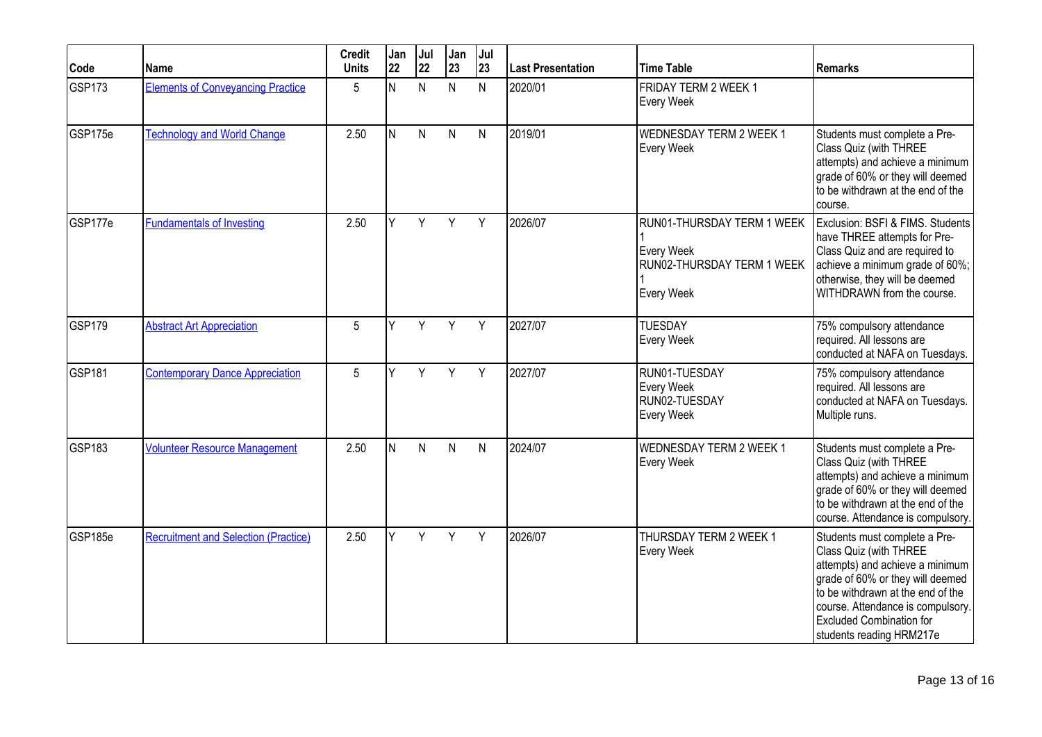| Code | Name | Credit Units | Jan 22 | Jul 22 | Jan 23 | Jul 23 | Last Presentation | Time Table | Remarks |
|---|---|---|---|---|---|---|---|---|---|
| GSP173 | Elements of Conveyancing Practice | 5 | N | N | N | N | 2020/01 | FRIDAY TERM 2 WEEK 1<br>Every Week | |
| GSP175e | Technology and World Change | 2.50 | N | N | N | N | 2019/01 | WEDNESDAY TERM 2 WEEK 1<br>Every Week | Students must complete a Pre-Class Quiz (with THREE attempts) and achieve a minimum grade of 60% or they will deemed to be withdrawn at the end of the course. |
| GSP177e | Fundamentals of Investing | 2.50 | Y | Y | Y | Y | 2026/07 | RUN01-THURSDAY TERM 1 WEEK 1<br>Every Week<br>RUN02-THURSDAY TERM 1 WEEK 1<br>Every Week | Exclusion: BSFI & FIMS. Students have THREE attempts for Pre-Class Quiz and are required to achieve a minimum grade of 60%; otherwise, they will be deemed WITHDRAWN from the course. |
| GSP179 | Abstract Art Appreciation | 5 | Y | Y | Y | Y | 2027/07 | TUESDAY<br>Every Week | 75% compulsory attendance required. All lessons are conducted at NAFA on Tuesdays. |
| GSP181 | Contemporary Dance Appreciation | 5 | Y | Y | Y | Y | 2027/07 | RUN01-TUESDAY<br>Every Week<br>RUN02-TUESDAY<br>Every Week | 75% compulsory attendance required. All lessons are conducted at NAFA on Tuesdays. Multiple runs. |
| GSP183 | Volunteer Resource Management | 2.50 | N | N | N | N | 2024/07 | WEDNESDAY TERM 2 WEEK 1<br>Every Week | Students must complete a Pre-Class Quiz (with THREE attempts) and achieve a minimum grade of 60% or they will deemed to be withdrawn at the end of the course. Attendance is compulsory. |
| GSP185e | Recruitment and Selection (Practice) | 2.50 | Y | Y | Y | Y | 2026/07 | THURSDAY TERM 2 WEEK 1<br>Every Week | Students must complete a Pre-Class Quiz (with THREE attempts) and achieve a minimum grade of 60% or they will deemed to be withdrawn at the end of the course. Attendance is compulsory. Excluded Combination for students reading HRM217e |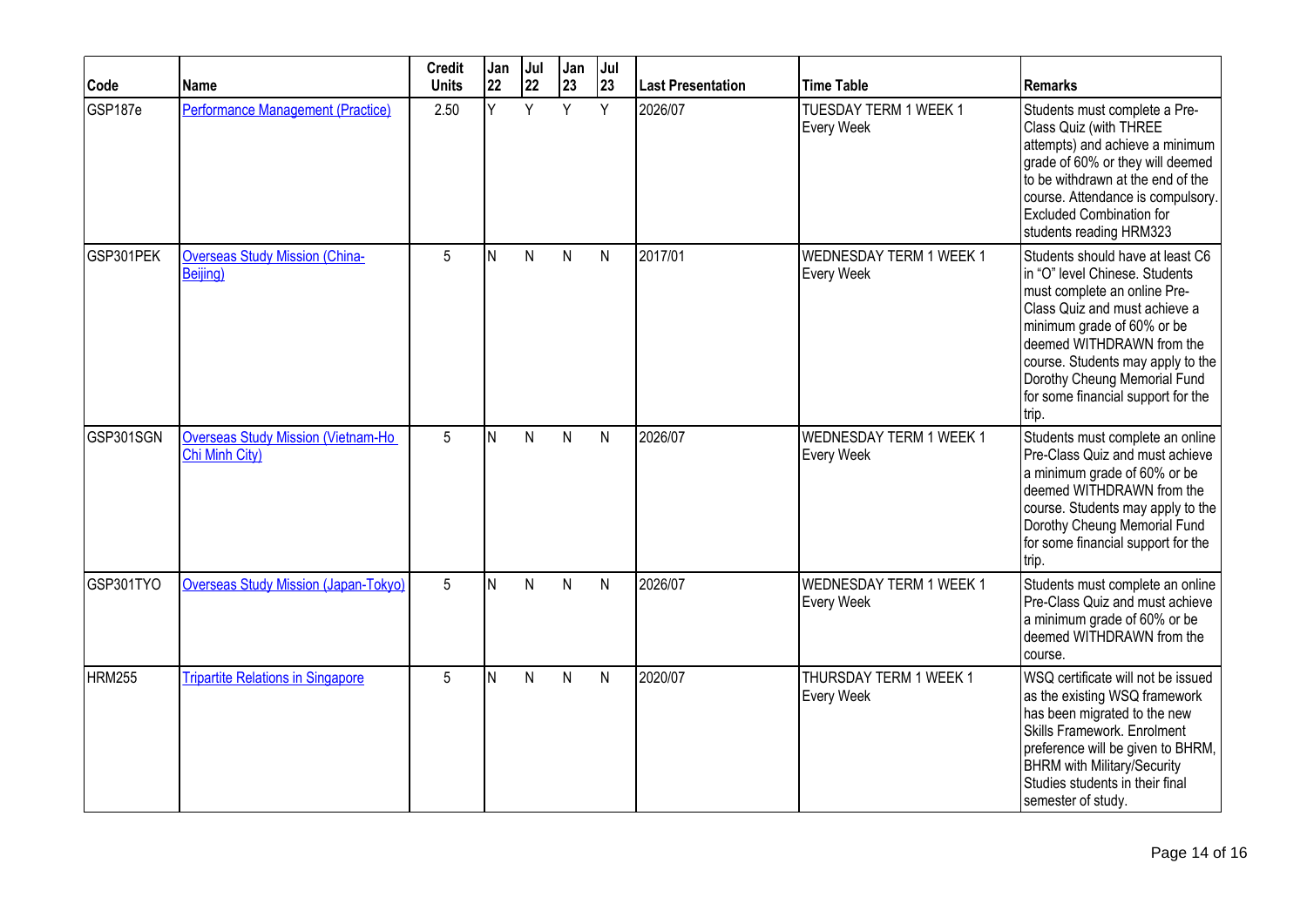| Code | Name | Credit Units | Jan 22 | Jul 22 | Jan 23 | Jul 23 | Last Presentation | Time Table | Remarks |
|---|---|---|---|---|---|---|---|---|---|
| GSP187e | Performance Management (Practice) | 2.50 | Y | Y | Y | Y | 2026/07 | TUESDAY TERM 1 WEEK 1 Every Week | Students must complete a Pre-Class Quiz (with THREE attempts) and achieve a minimum grade of 60% or they will deemed to be withdrawn at the end of the course. Attendance is compulsory. Excluded Combination for students reading HRM323 |
| GSP301PEK | Overseas Study Mission (China-Beijing) | 5 | N | N | N | N | 2017/01 | WEDNESDAY TERM 1 WEEK 1 Every Week | Students should have at least C6 in "O" level Chinese. Students must complete an online Pre-Class Quiz and must achieve a minimum grade of 60% or be deemed WITHDRAWN from the course. Students may apply to the Dorothy Cheung Memorial Fund for some financial support for the trip. |
| GSP301SGN | Overseas Study Mission (Vietnam-Ho Chi Minh City) | 5 | N | N | N | N | 2026/07 | WEDNESDAY TERM 1 WEEK 1 Every Week | Students must complete an online Pre-Class Quiz and must achieve a minimum grade of 60% or be deemed WITHDRAWN from the course. Students may apply to the Dorothy Cheung Memorial Fund for some financial support for the trip. |
| GSP301TYO | Overseas Study Mission (Japan-Tokyo) | 5 | N | N | N | N | 2026/07 | WEDNESDAY TERM 1 WEEK 1 Every Week | Students must complete an online Pre-Class Quiz and must achieve a minimum grade of 60% or be deemed WITHDRAWN from the course. |
| HRM255 | Tripartite Relations in Singapore | 5 | N | N | N | N | 2020/07 | THURSDAY TERM 1 WEEK 1 Every Week | WSQ certificate will not be issued as the existing WSQ framework has been migrated to the new Skills Framework. Enrolment preference will be given to BHRM, BHRM with Military/Security Studies students in their final semester of study. |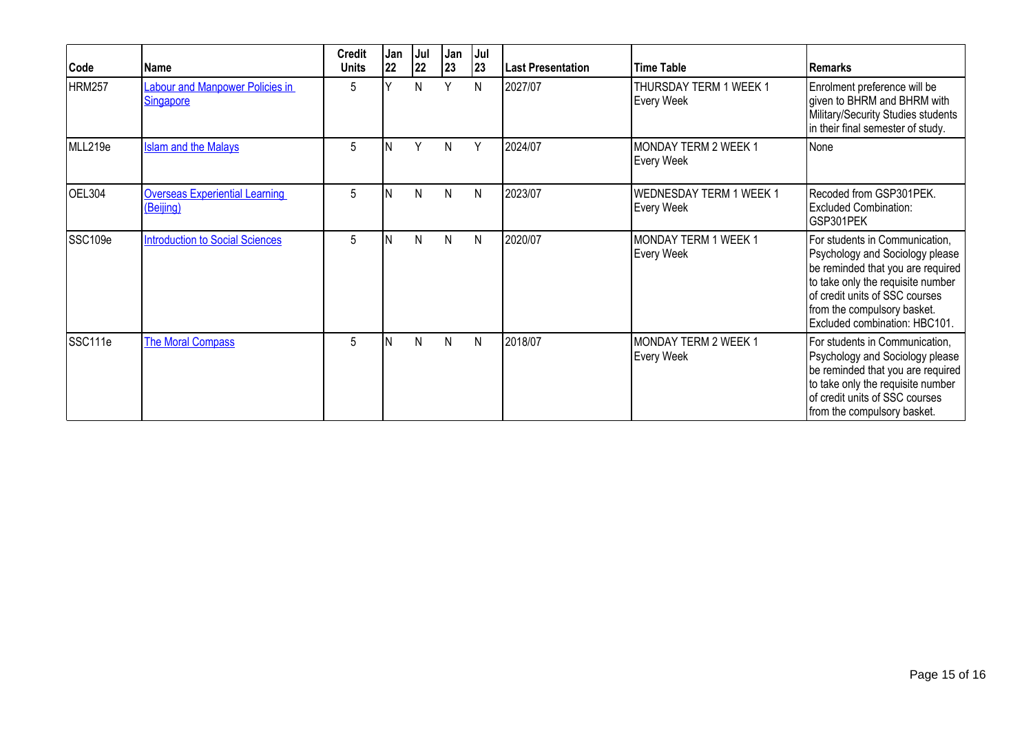| Code | Name | Credit Units | Jan 22 | Jul 22 | Jan 23 | Jul 23 | Last Presentation | Time Table | Remarks |
|---|---|---|---|---|---|---|---|---|---|
| HRM257 | Labour and Manpower Policies in Singapore | 5 | Y | N | Y | N | 2027/07 | THURSDAY TERM 1 WEEK 1 Every Week | Enrolment preference will be given to BHRM and BHRM with Military/Security Studies students in their final semester of study. |
| MLL219e | Islam and the Malays | 5 | N | Y | N | Y | 2024/07 | MONDAY TERM 2 WEEK 1 Every Week | None |
| OEL304 | Overseas Experiential Learning (Beijing) | 5 | N | N | N | N | 2023/07 | WEDNESDAY TERM 1 WEEK 1 Every Week | Recoded from GSP301PEK. Excluded Combination: GSP301PEK |
| SSC109e | Introduction to Social Sciences | 5 | N | N | N | N | 2020/07 | MONDAY TERM 1 WEEK 1 Every Week | For students in Communication, Psychology and Sociology please be reminded that you are required to take only the requisite number of credit units of SSC courses from the compulsory basket. Excluded combination: HBC101. |
| SSC111e | The Moral Compass | 5 | N | N | N | N | 2018/07 | MONDAY TERM 2 WEEK 1 Every Week | For students in Communication, Psychology and Sociology please be reminded that you are required to take only the requisite number of credit units of SSC courses from the compulsory basket. |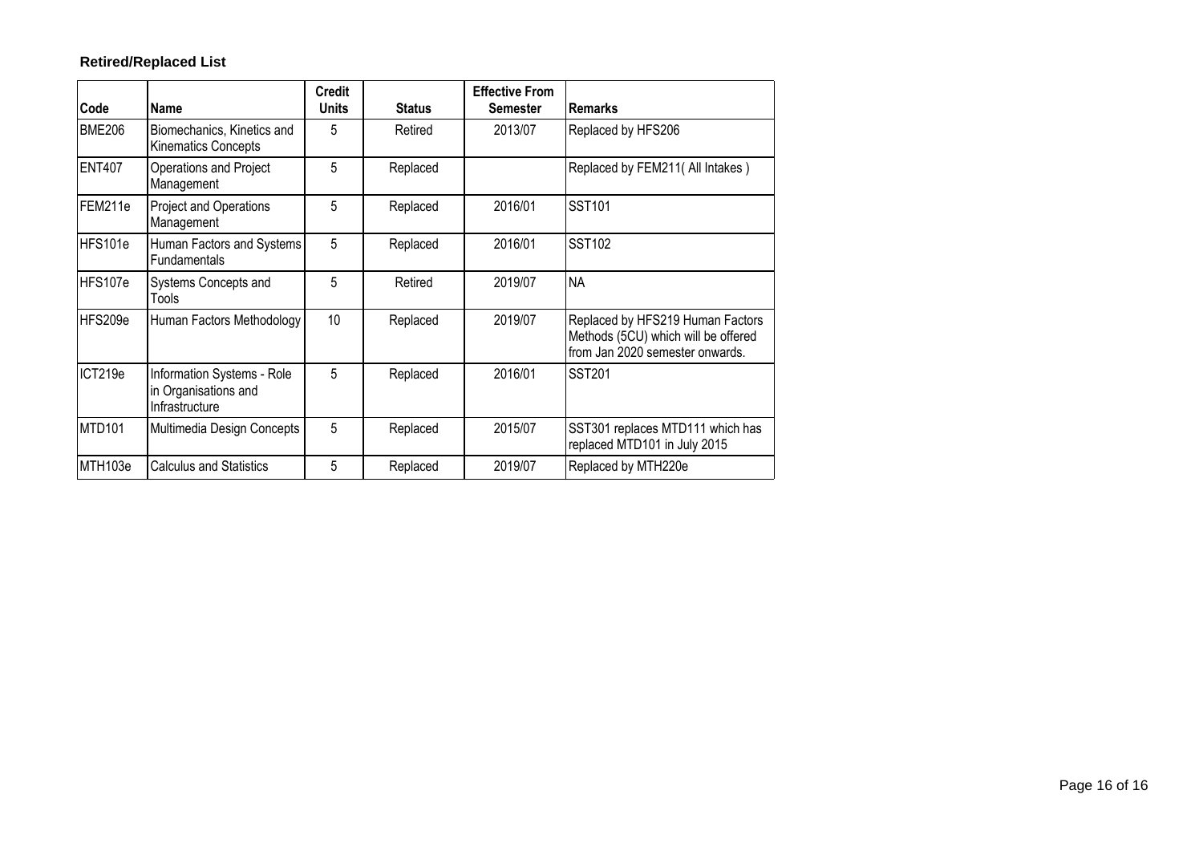**Retired/Replaced List**

| Code | Name | Credit Units | Status | Effective From Semester | Remarks |
|---|---|---|---|---|---|
| BME206 | Biomechanics, Kinetics and Kinematics Concepts | 5 | Retired | 2013/07 | Replaced by HFS206 |
| ENT407 | Operations and Project Management | 5 | Replaced | | Replaced by FEM211( All Intakes ) |
| FEM211e | Project and Operations Management | 5 | Replaced | 2016/01 | SST101 |
| HFS101e | Human Factors and Systems Fundamentals | 5 | Replaced | 2016/01 | SST102 |
| HFS107e | Systems Concepts and Tools | 5 | Retired | 2019/07 | NA |
| HFS209e | Human Factors Methodology | 10 | Replaced | 2019/07 | Replaced by HFS219 Human Factors Methods (5CU) which will be offered from Jan 2020 semester onwards. |
| ICT219e | Information Systems - Role in Organisations and Infrastructure | 5 | Replaced | 2016/01 | SST201 |
| MTD101 | Multimedia Design Concepts | 5 | Replaced | 2015/07 | SST301 replaces MTD111 which has replaced MTD101 in July 2015 |
| MTH103e | Calculus and Statistics | 5 | Replaced | 2019/07 | Replaced by MTH220e |